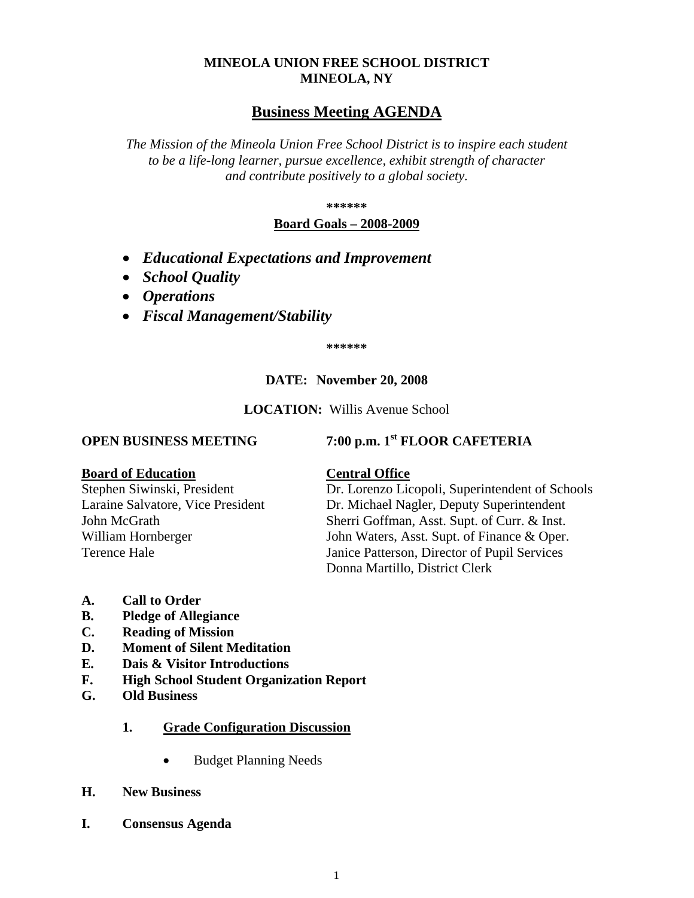**MINEOLA UNION FREE SCHOOL DISTRICT**
**MINEOLA, NY**

# Business Meeting AGENDA

*The Mission of the Mineola Union Free School District is to inspire each student to be a life-long learner, pursue excellence, exhibit strength of character and contribute positively to a global society.*

**\*\*\*\*\*\***

**Board Goals – 2008-2009**

- ***Educational Expectations and Improvement***
- ***School Quality***
- ***Operations***
- ***Fiscal Management/Stability***

**\*\*\*\*\*\***

**DATE: November 20, 2008**

**LOCATION:** Willis Avenue School

**OPEN BUSINESS MEETING** **7:00 p.m. 1st FLOOR CAFETERIA**

**Board of Education**
Stephen Siwinski, President
Laraine Salvatore, Vice President
John McGrath
William Hornberger
Terence Hale

**Central Office**
Dr. Lorenzo Licopoli, Superintendent of Schools
Dr. Michael Nagler, Deputy Superintendent
Sherri Goffman, Asst. Supt. of Curr. & Inst.
John Waters, Asst. Supt. of Finance & Oper.
Janice Patterson, Director of Pupil Services
Donna Martillo, District Clerk

**A. Call to Order**
**B. Pledge of Allegiance**
**C. Reading of Mission**
**D. Moment of Silent Meditation**
**E. Dais & Visitor Introductions**
**F. High School Student Organization Report**
**G. Old Business**

1. **Grade Configuration Discussion**
   - Budget Planning Needs

**H. New Business**

**I. Consensus Agenda**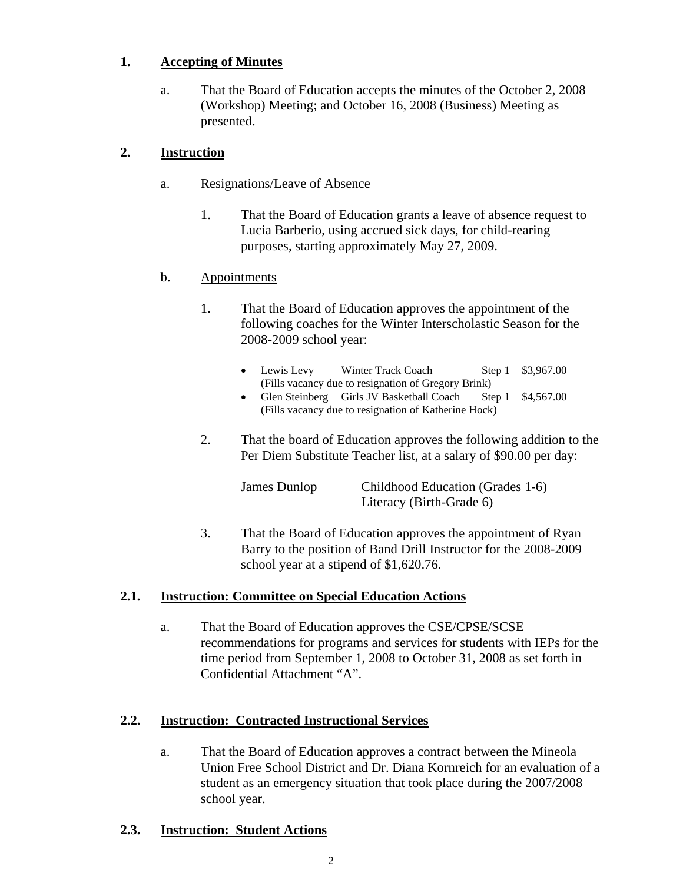## 1. Accepting of Minutes

a. That the Board of Education accepts the minutes of the October 2, 2008 (Workshop) Meeting; and October 16, 2008 (Business) Meeting as presented.

## 2. Instruction

a. Resignations/Leave of Absence

1. That the Board of Education grants a leave of absence request to Lucia Barberio, using accrued sick days, for child-rearing purposes, starting approximately May 27, 2009.

b. Appointments

1. That the Board of Education approves the appointment of the following coaches for the Winter Interscholastic Season for the 2008-2009 school year:

   - Lewis Levy   Winter Track Coach   Step 1   $3,967.00
     (Fills vacancy due to resignation of Gregory Brink)
   - Glen Steinberg   Girls JV Basketball Coach   Step 1   $4,567.00
     (Fills vacancy due to resignation of Katherine Hock)

2. That the board of Education approves the following addition to the Per Diem Substitute Teacher list, at a salary of $90.00 per day:

   James Dunlop   Childhood Education (Grades 1-6)
   Literacy (Birth-Grade 6)

3. That the Board of Education approves the appointment of Ryan Barry to the position of Band Drill Instructor for the 2008-2009 school year at a stipend of $1,620.76.

## 2.1. Instruction: Committee on Special Education Actions

a. That the Board of Education approves the CSE/CPSE/SCSE recommendations for programs and services for students with IEPs for the time period from September 1, 2008 to October 31, 2008 as set forth in Confidential Attachment "A".

## 2.2. Instruction: Contracted Instructional Services

a. That the Board of Education approves a contract between the Mineola Union Free School District and Dr. Diana Kornreich for an evaluation of a student as an emergency situation that took place during the 2007/2008 school year.

## 2.3. Instruction: Student Actions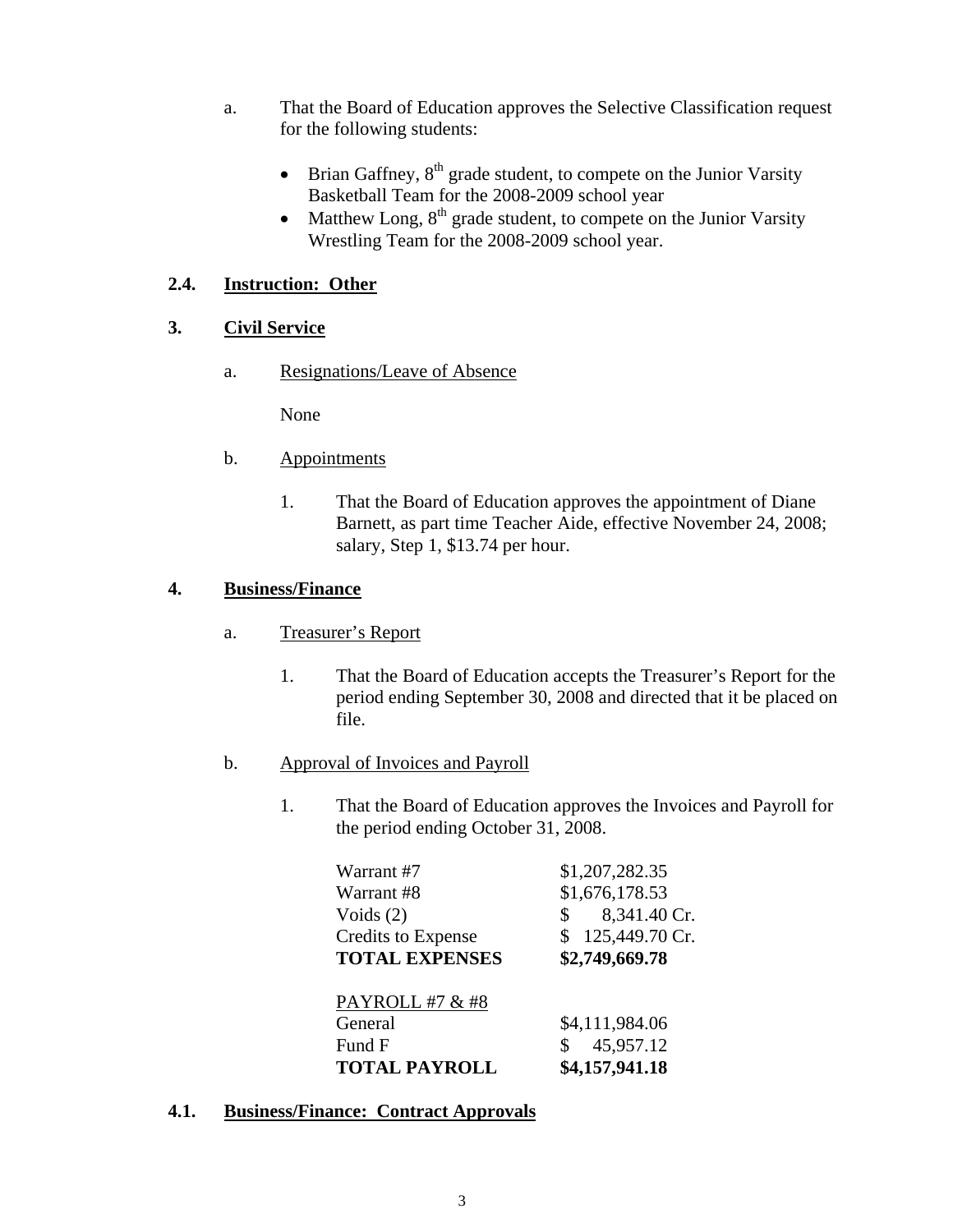a. That the Board of Education approves the Selective Classification request for the following students:

- Brian Gaffney, 8th grade student, to compete on the Junior Varsity Basketball Team for the 2008-2009 school year
- Matthew Long, 8th grade student, to compete on the Junior Varsity Wrestling Team for the 2008-2009 school year.

## 2.4. Instruction: Other

## 3. Civil Service

a. Resignations/Leave of Absence

None

b. Appointments

1. That the Board of Education approves the appointment of Diane Barnett, as part time Teacher Aide, effective November 24, 2008; salary, Step 1, $13.74 per hour.

## 4. Business/Finance

a. Treasurer's Report

1. That the Board of Education accepts the Treasurer's Report for the period ending September 30, 2008 and directed that it be placed on file.

b. Approval of Invoices and Payroll

1. That the Board of Education approves the Invoices and Payroll for the period ending October 31, 2008.

| | |
|---|---|
| Warrant #7 | $1,207,282.35 |
| Warrant #8 | $1,676,178.53 |
| Voids (2) | $ 8,341.40 Cr. |
| Credits to Expense | $ 125,449.70 Cr. |
| **TOTAL EXPENSES** | **$2,749,669.78** |
| PAYROLL #7 & #8 | |
| General | $4,111,984.06 |
| Fund F | $ 45,957.12 |
| **TOTAL PAYROLL** | **$4,157,941.18** |

## 4.1. Business/Finance: Contract Approvals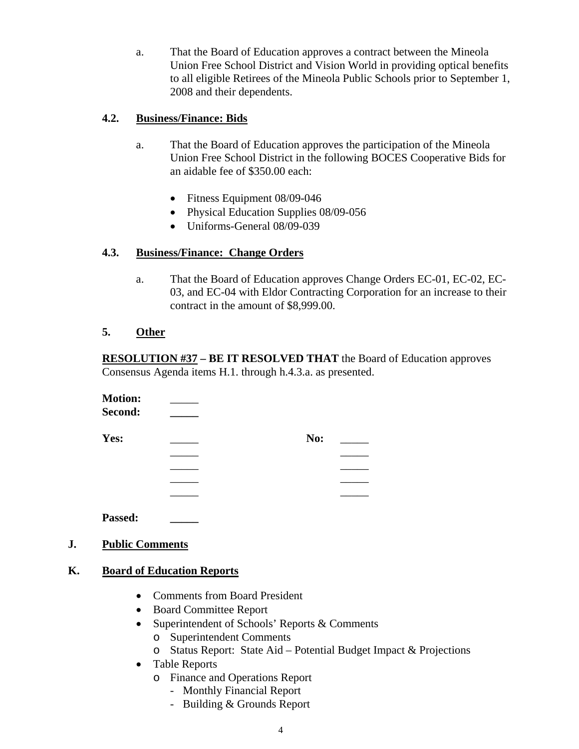a. That the Board of Education approves a contract between the Mineola Union Free School District and Vision World in providing optical benefits to all eligible Retirees of the Mineola Public Schools prior to September 1, 2008 and their dependents.

**4.2. Business/Finance: Bids**

a. That the Board of Education approves the participation of the Mineola Union Free School District in the following BOCES Cooperative Bids for an aidable fee of $350.00 each:

- Fitness Equipment 08/09-046
- Physical Education Supplies 08/09-056
- Uniforms-General 08/09-039

**4.3. Business/Finance: Change Orders**

a. That the Board of Education approves Change Orders EC-01, EC-02, EC-03, and EC-04 with Eldor Contracting Corporation for an increase to their contract in the amount of $8,999.00.

**5. Other**

**RESOLUTION #37 – BE IT RESOLVED THAT** the Board of Education approves Consensus Agenda items H.1. through h.4.3.a. as presented.

**Motion:** _____
**Second:** _____

**Yes:** _____ **No:** _____
_____ _____
_____ _____
_____ _____
_____ _____

**Passed:** _____

## J. Public Comments

## K. Board of Education Reports

- Comments from Board President
- Board Committee Report
- Superintendent of Schools' Reports & Comments
  - Superintendent Comments
  - Status Report: State Aid – Potential Budget Impact & Projections
- Table Reports
  - Finance and Operations Report
    - Monthly Financial Report
    - Building & Grounds Report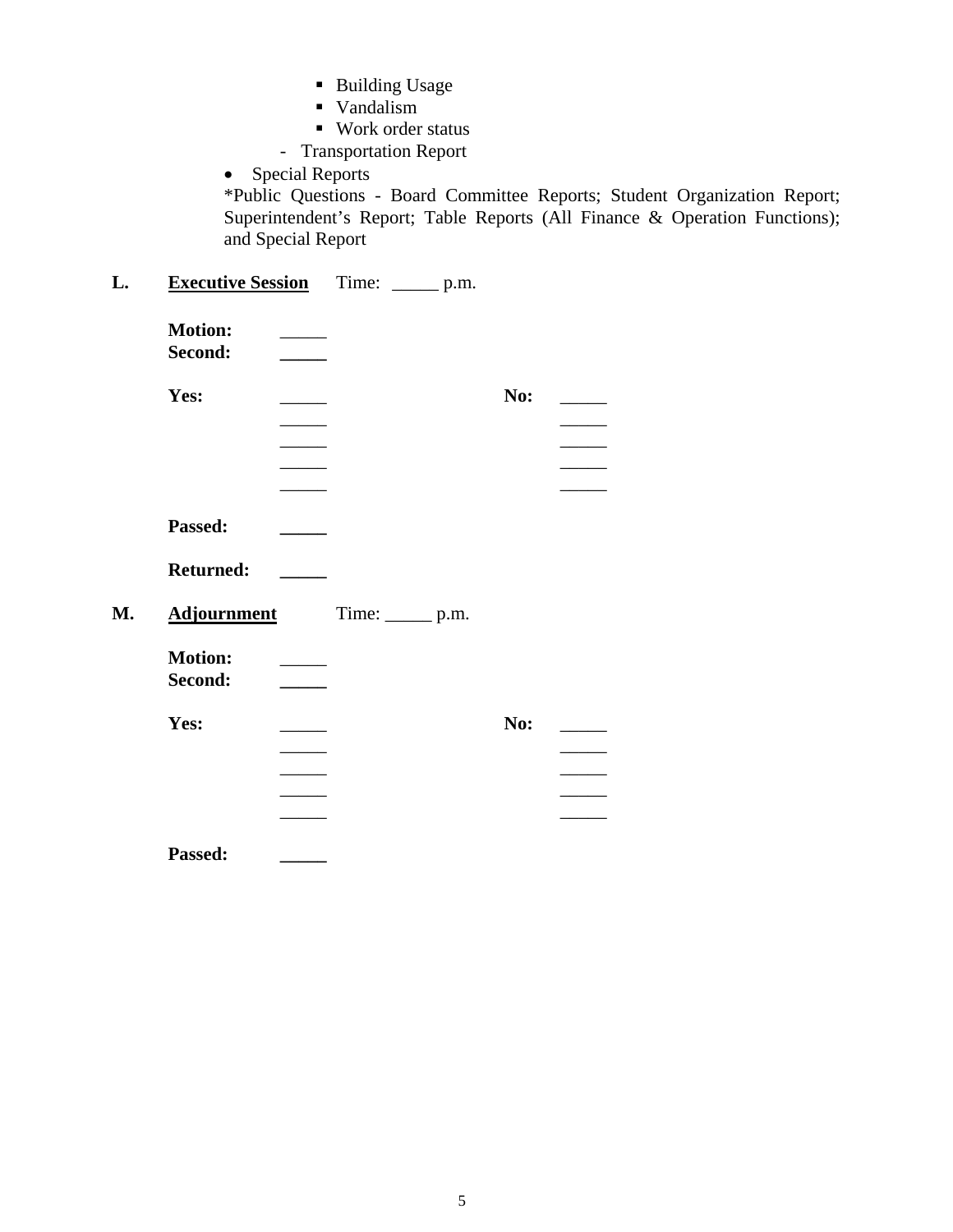- Building Usage
        - Vandalism
        - Work order status
    - Transportation Report
- Special Reports

  *Public Questions - Board Committee Reports; Student Organization Report; Superintendent's Report; Table Reports (All Finance & Operation Functions); and Special Report

**L.** **<u>Executive Session</u>** Time: _____ p.m.

**Motion:** _____
**Second:** _____

| | | | |
|---|---|---|---|
| **Yes:** | _____ | **No:** | _____ |
| | _____ | | _____ |
| | _____ | | _____ |
| | _____ | | _____ |
| | _____ | | _____ |

**Passed:** _____

**Returned:** _____

**M.** **<u>Adjournment</u>** Time: _____ p.m.

**Motion:** _____
**Second:** _____

| | | | |
|---|---|---|---|
| **Yes:** | _____ | **No:** | _____ |
| | _____ | | _____ |
| | _____ | | _____ |
| | _____ | | _____ |
| | _____ | | _____ |

**Passed:** _____